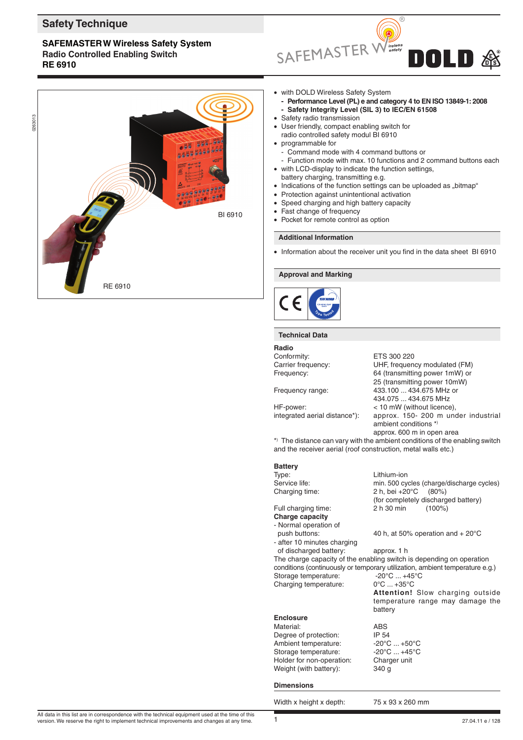# Safety Technique

## SAFEMASTER W Wireless Safety System
## Radio Controlled Enabling Switch
## RE 6910

BI 6910

RE 6910

- with DOLD Wireless Safety System
  - **Performance Level (PL) e and category 4 to EN ISO 13849-1: 2008**
  - **Safety Integrity Level (SIL 3) to IEC/EN 61508**
- Safety radio transmission
- User friendly, compact enabling switch for radio controlled safety modul BI 6910
- programmable for
  - Command mode with 4 command buttons or
  - Function mode with max. 10 functions and 2 command buttons each
- with LCD-display to indicate the function settings, battery charging, transmitting e.g.
- Indications of the function settings can be uploaded as „bitmap“
- Protection against unintentional activation
- Speed charging and high battery capacity
- Fast change of frequency
- Pocket for remote control as option

### Additional Information

- Information about the receiver unit you find in the data sheet BI 6910

### Approval and Marking

### Technical Data

**Radio**

| | |
|---|---|
| Conformity: | ETS 300 220 |
| Carrier frequency: | UHF, frequency modulated (FM) |
| Frequency: | 64 (transmitting power 1mW) or 25 (transmitting power 10mW) |
| Frequency range: | 433.100 ... 434.675 MHz or 434.075 ... 434.675 MHz |
| HF-power: | < 10 mW (without licence), |
| integrated aerial distance*): | approx. 150- 200 m under industrial ambient conditions *) approx. 600 m in open area |

*) The distance can vary with the ambient conditions of the enabling switch and the receiver aerial (roof construction, metal walls etc.)

**Battery**

| | |
|---|---|
| Type: | Lithium-ion |
| Service life: | min. 500 cycles (charge/discharge cycles) |
| Charging time: | 2 h, bei +20°C (80%) (for completely discharged battery) |
| Full charging time: | 2 h 30 min (100%) |

**Charge capacity**

| | |
|---|---|
| - Normal operation of push buttons: | 40 h, at 50% operation and + 20°C |
| - after 10 minutes charging of discharged battery: | approx. 1 h |

The charge capacity of the enabling switch is depending on operation conditions (continuously or temporary utilization, ambient temperature e.g.)

| | |
|---|---|
| Storage temperature: | -20°C ... +45°C |
| Charging temperature: | 0°C ... +35°C **Attention!** Slow charging outside temperature range may damage the battery |

**Enclosure**

| | |
|---|---|
| Material: | ABS |
| Degree of protection: | IP 54 |
| Ambient temperature: | -20°C ... +50°C |
| Storage temperature: | -20°C ... +45°C |
| Holder for non-operation: | Charger unit |
| Weight (with battery): | 340 g |

**Dimensions**

| | |
|---|---|
| Width x height x depth: | 75 x 93 x 260 mm |

All data in this list are in correspondence with the technical equipment used at the time of this version. We reserve the right to implement technical improvements and changes at any time.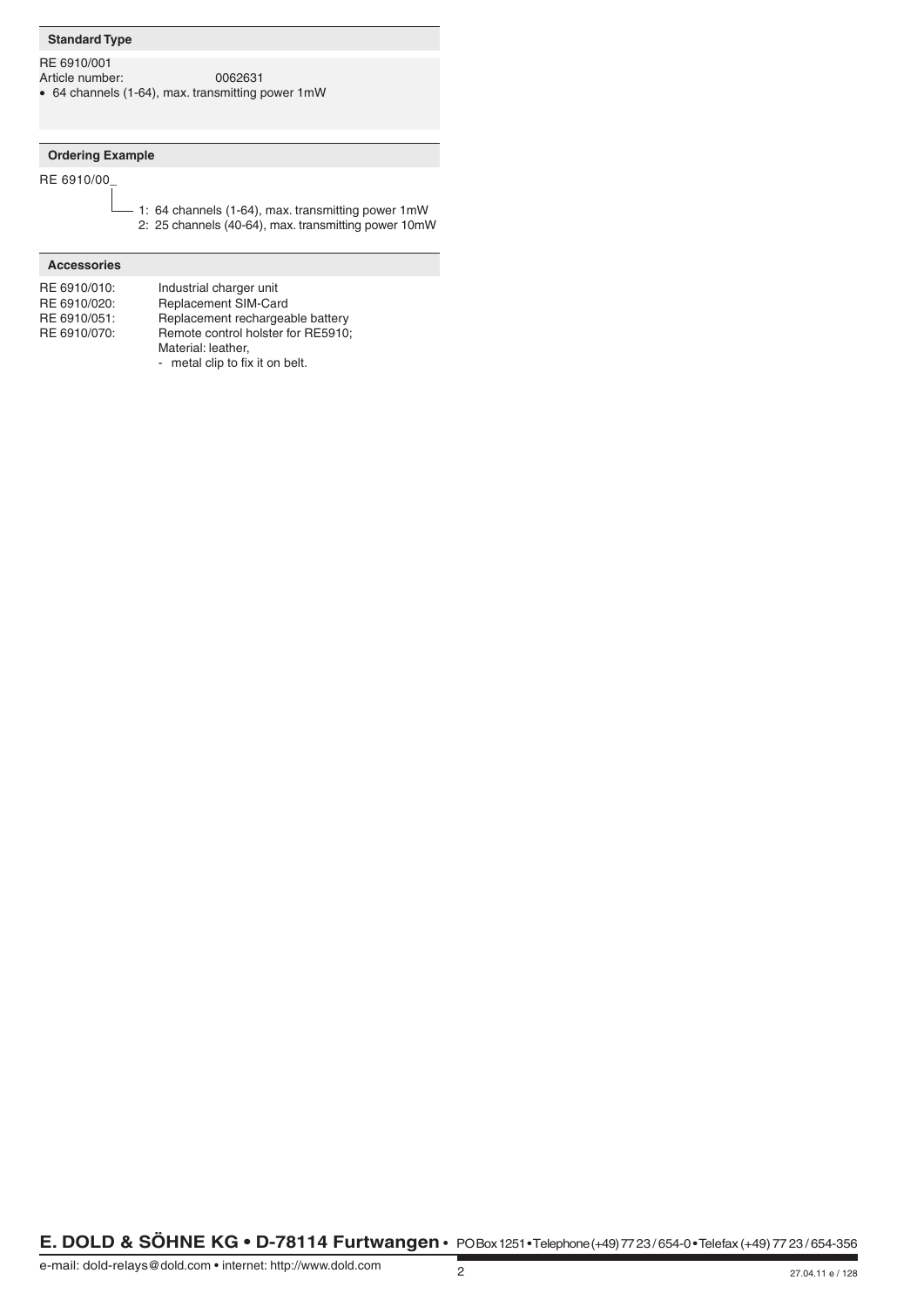## Standard Type

RE 6910/001
Article number: 0062631

- 64 channels (1-64), max. transmitting power 1mW

## Ordering Example

RE 6910/00_

1: 64 channels (1-64), max. transmitting power 1mW
2: 25 channels (40-64), max. transmitting power 10mW

## Accessories

| | |
|---|---|
| RE 6910/010: | Industrial charger unit |
| RE 6910/020: | Replacement SIM-Card |
| RE 6910/051: | Replacement rechargeable battery |
| RE 6910/070: | Remote control holster for RE5910; Material: leather, - metal clip to fix it on belt. |

**E. DOLD & SÖHNE KG • D-78114 Furtwangen •** PO Box 1251 • Telephone (+49) 77 23 / 654-0 • Telefax (+49) 77 23 / 654-356

e-mail: dold-relays@dold.com • internet: http://www.dold.com

27.04.11 e / 128